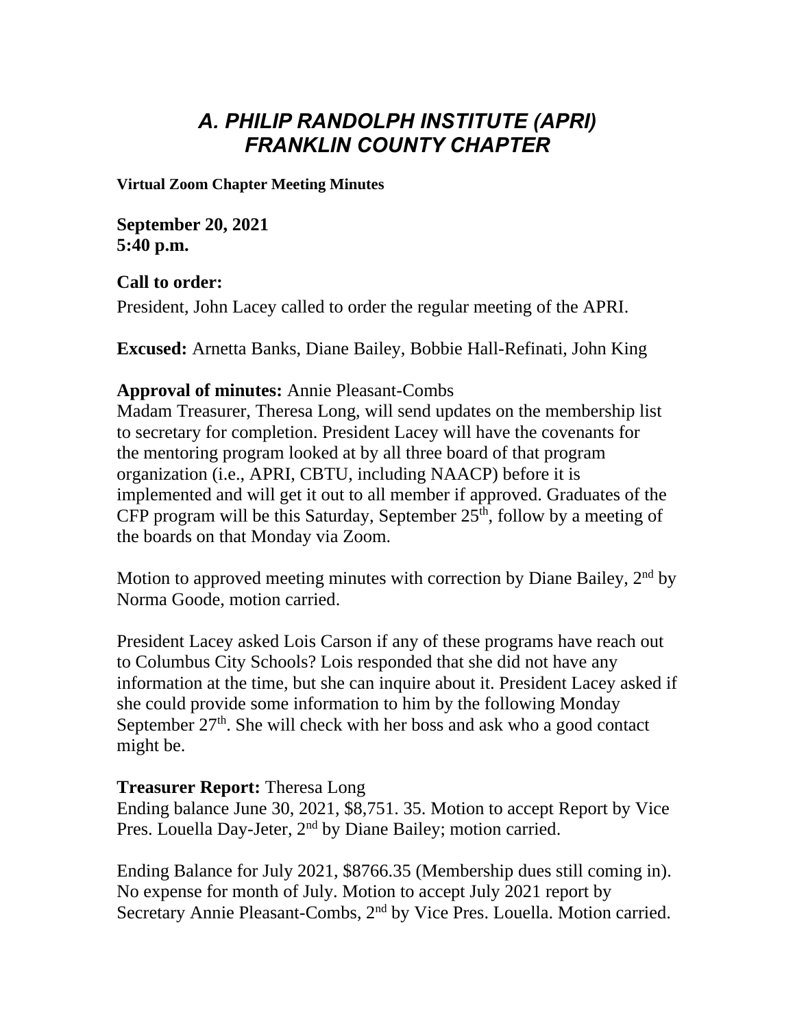# *A. PHILIP RANDOLPH INSTITUTE (APRI)*
# *FRANKLIN COUNTY CHAPTER*

**Virtual Zoom Chapter Meeting Minutes**

**September 20, 2021**
**5:40 p.m.**

**Call to order:**
President, John Lacey called to order the regular meeting of the APRI.

**Excused:** Arnetta Banks, Diane Bailey, Bobbie Hall-Refinati, John King

**Approval of minutes:** Annie Pleasant-Combs
Madam Treasurer, Theresa Long, will send updates on the membership list to secretary for completion. President Lacey will have the covenants for the mentoring program looked at by all three board of that program organization (i.e., APRI, CBTU, including NAACP) before it is implemented and will get it out to all member if approved. Graduates of the CFP program will be this Saturday, September 25th, follow by a meeting of the boards on that Monday via Zoom.

Motion to approved meeting minutes with correction by Diane Bailey, 2nd by Norma Goode, motion carried.

President Lacey asked Lois Carson if any of these programs have reach out to Columbus City Schools? Lois responded that she did not have any information at the time, but she can inquire about it. President Lacey asked if she could provide some information to him by the following Monday September 27th. She will check with her boss and ask who a good contact might be.

**Treasurer Report:** Theresa Long
Ending balance June 30, 2021, $8,751. 35. Motion to accept Report by Vice Pres. Louella Day-Jeter, 2nd by Diane Bailey; motion carried.

Ending Balance for July 2021, $8766.35 (Membership dues still coming in). No expense for month of July. Motion to accept July 2021 report by Secretary Annie Pleasant-Combs, 2nd by Vice Pres. Louella. Motion carried.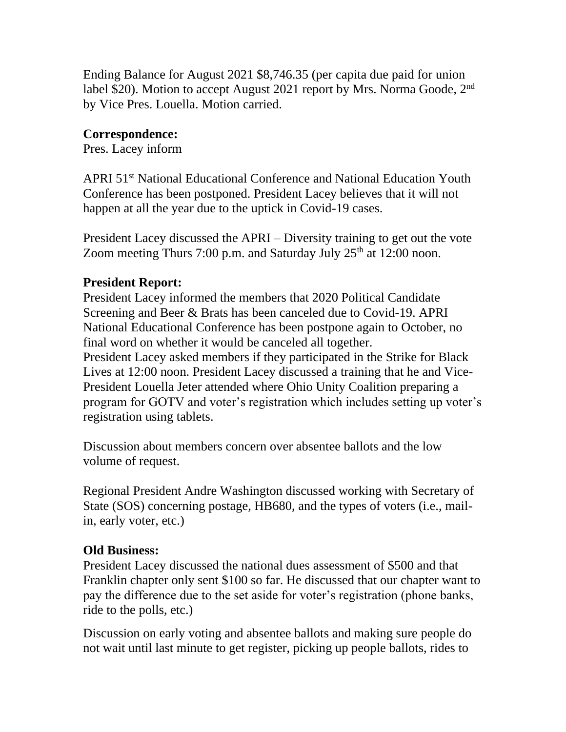Ending Balance for August 2021 $8,746.35 (per capita due paid for union label $20). Motion to accept August 2021 report by Mrs. Norma Goode, 2nd by Vice Pres. Louella. Motion carried.

**Correspondence:**
Pres. Lacey inform

APRI 51st National Educational Conference and National Education Youth Conference has been postponed. President Lacey believes that it will not happen at all the year due to the uptick in Covid-19 cases.

President Lacey discussed the APRI – Diversity training to get out the vote Zoom meeting Thurs 7:00 p.m. and Saturday July 25th at 12:00 noon.

**President Report:**
President Lacey informed the members that 2020 Political Candidate Screening and Beer & Brats has been canceled due to Covid-19. APRI National Educational Conference has been postpone again to October, no final word on whether it would be canceled all together.
President Lacey asked members if they participated in the Strike for Black Lives at 12:00 noon. President Lacey discussed a training that he and Vice-President Louella Jeter attended where Ohio Unity Coalition preparing a program for GOTV and voter's registration which includes setting up voter's registration using tablets.

Discussion about members concern over absentee ballots and the low volume of request.

Regional President Andre Washington discussed working with Secretary of State (SOS) concerning postage, HB680, and the types of voters (i.e., mail-in, early voter, etc.)

**Old Business:**
President Lacey discussed the national dues assessment of $500 and that Franklin chapter only sent $100 so far. He discussed that our chapter want to pay the difference due to the set aside for voter's registration (phone banks, ride to the polls, etc.)

Discussion on early voting and absentee ballots and making sure people do not wait until last minute to get register, picking up people ballots, rides to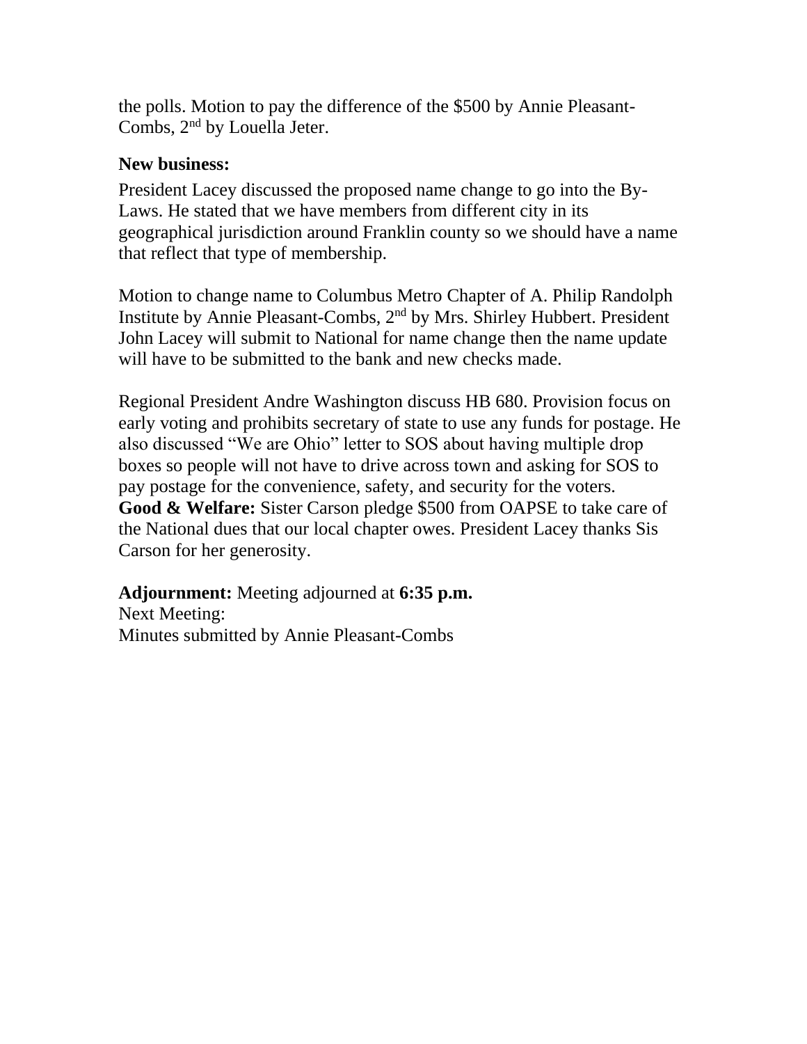the polls. Motion to pay the difference of the $500 by Annie Pleasant-Combs, 2nd by Louella Jeter.

**New business:**

President Lacey discussed the proposed name change to go into the By-Laws. He stated that we have members from different city in its geographical jurisdiction around Franklin county so we should have a name that reflect that type of membership.

Motion to change name to Columbus Metro Chapter of A. Philip Randolph Institute by Annie Pleasant-Combs, 2nd by Mrs. Shirley Hubbert. President John Lacey will submit to National for name change then the name update will have to be submitted to the bank and new checks made.

Regional President Andre Washington discuss HB 680. Provision focus on early voting and prohibits secretary of state to use any funds for postage. He also discussed "We are Ohio" letter to SOS about having multiple drop boxes so people will not have to drive across town and asking for SOS to pay postage for the convenience, safety, and security for the voters.
**Good & Welfare:** Sister Carson pledge $500 from OAPSE to take care of the National dues that our local chapter owes. President Lacey thanks Sis Carson for her generosity.

**Adjournment:** Meeting adjourned at **6:35 p.m.**
Next Meeting:
Minutes submitted by Annie Pleasant-Combs